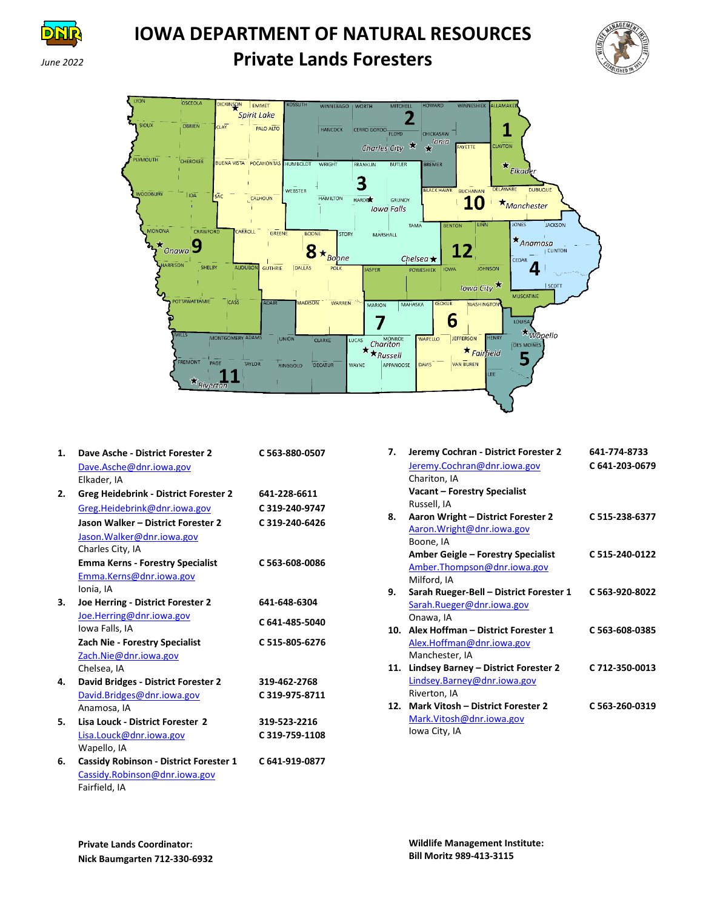June 2022

# IOWA DEPARTMENT OF NATURAL RESOURCES
## Private Lands Foresters

1. **Dave Asche - District Forester 2** — **C 563-880-0507**
   Dave.Asche@dnr.iowa.gov
   Elkader, IA
2. **Greg Heidebrink - District Forester 2** — **641-228-6611** / **C 319-240-9747**
   Greg.Heidebrink@dnr.iowa.gov
   **Jason Walker – District Forester 2** — **C 319-240-6426**
   Jason.Walker@dnr.iowa.gov
   Charles City, IA
   **Emma Kerns - Forestry Specialist** — **C 563-608-0086**
   Emma.Kerns@dnr.iowa.gov
   Ionia, IA
3. **Joe Herring - District Forester 2** — **641-648-6304** / **C 641-485-5040**
   Joe.Herring@dnr.iowa.gov
   Iowa Falls, IA
   **Zach Nie - Forestry Specialist** — **C 515-805-6276**
   Zach.Nie@dnr.iowa.gov
   Chelsea, IA
4. **David Bridges - District Forester 2** — **319-462-2768** / **C 319-975-8711**
   David.Bridges@dnr.iowa.gov
   Anamosa, IA
5. **Lisa Louck - District Forester 2** — **319-523-2216** / **C 319-759-1108**
   Lisa.Louck@dnr.iowa.gov
   Wapello, IA
6. **Cassidy Robinson - District Forester 1** — **C 641-919-0877**
   Cassidy.Robinson@dnr.iowa.gov
   Fairfield, IA
7. **Jeremy Cochran - District Forester 2** — **641-774-8733** / **C 641-203-0679**
   Jeremy.Cochran@dnr.iowa.gov
   Chariton, IA
   **Vacant – Forestry Specialist**
   Russell, IA
8. **Aaron Wright – District Forester 2** — **C 515-238-6377**
   Aaron.Wright@dnr.iowa.gov
   Boone, IA
   **Amber Geigle – Forestry Specialist** — **C 515-240-0122**
   Amber.Thompson@dnr.iowa.gov
   Milford, IA
9. **Sarah Rueger-Bell – District Forester 1** — **C 563-920-8022**
   Sarah.Rueger@dnr.iowa.gov
   Onawa, IA
10. **Alex Hoffman – District Forester 1** — **C 563-608-0385**
    Alex.Hoffman@dnr.iowa.gov
    Manchester, IA
11. **Lindsey Barney – District Forester 2** — **C 712-350-0013**
    Lindsey.Barney@dnr.iowa.gov
    Riverton, IA
12. **Mark Vitosh – District Forester 2** — **C 563-260-0319**
    Mark.Vitosh@dnr.iowa.gov
    Iowa City, IA

**Private Lands Coordinator:**
**Nick Baumgarten 712-330-6932**

**Wildlife Management Institute:**
**Bill Moritz 989-413-3115**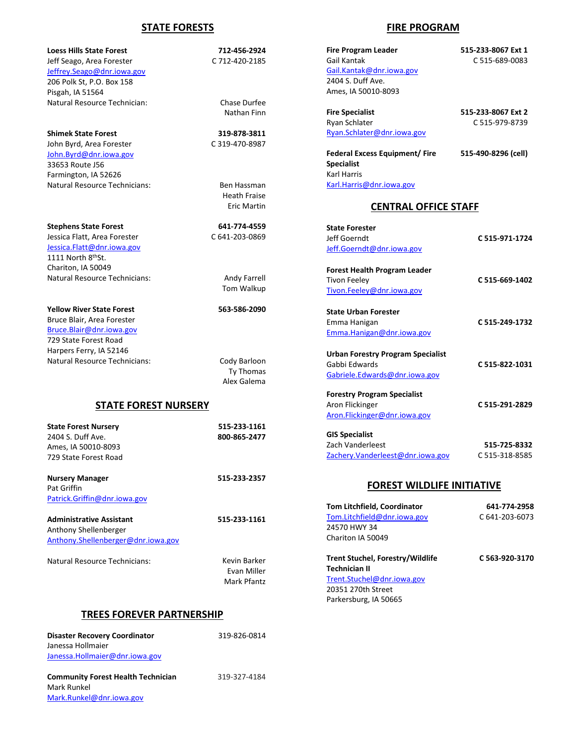## STATE FORESTS

**Loess Hills State Forest** — **712-456-2924**
Jeff Seago, Area Forester — C 712-420-2185
Jeffrey.Seago@dnr.iowa.gov
206 Polk St, P.O. Box 158
Pisgah, IA 51564
Natural Resource Technician: Chase Durfee, Nathan Finn

**Shimek State Forest** — **319-878-3811**
John Byrd, Area Forester — C 319-470-8987
John.Byrd@dnr.iowa.gov
33653 Route J56
Farmington, IA 52626
Natural Resource Technicians: Ben Hassman, Heath Fraise, Eric Martin

**Stephens State Forest** — **641-774-4559**
Jessica Flatt, Area Forester — C 641-203-0869
Jessica.Flatt@dnr.iowa.gov
1111 North 8thSt.
Chariton, IA 50049
Natural Resource Technicians: Andy Farrell, Tom Walkup

**Yellow River State Forest** — **563-586-2090**
Bruce Blair, Area Forester
Bruce.Blair@dnr.iowa.gov
729 State Forest Road
Harpers Ferry, IA 52146
Natural Resource Technicians: Cody Barloon, Ty Thomas, Alex Galema

## STATE FOREST NURSERY

**State Forest Nursery** — **515-233-1161**, **800-865-2477**
2404 S. Duff Ave.
Ames, IA 50010-8093
729 State Forest Road

**Nursery Manager** — **515-233-2357**
Pat Griffin
Patrick.Griffin@dnr.iowa.gov

**Administrative Assistant** — **515-233-1161**
Anthony Shellenberger
Anthony.Shellenberger@dnr.iowa.gov

Natural Resource Technicians: Kevin Barker, Evan Miller, Mark Pfantz

## TREES FOREVER PARTNERSHIP

**Disaster Recovery Coordinator** — 319-826-0814
Janessa Hollmaier
Janessa.Hollmaier@dnr.iowa.gov

**Community Forest Health Technician** — 319-327-4184
Mark Runkel
Mark.Runkel@dnr.iowa.gov

## FIRE PROGRAM

**Fire Program Leader** — **515-233-8067 Ext 1**
Gail Kantak — C 515-689-0083
Gail.Kantak@dnr.iowa.gov
2404 S. Duff Ave.
Ames, IA 50010-8093

**Fire Specialist** — **515-233-8067 Ext 2**
Ryan Schlater — C 515-979-8739
Ryan.Schlater@dnr.iowa.gov

**Federal Excess Equipment/ Fire Specialist** — **515-490-8296 (cell)**
Karl Harris
Karl.Harris@dnr.iowa.gov

## CENTRAL OFFICE STAFF

**State Forester**
Jeff Goerndt — **C 515-971-1724**
Jeff.Goerndt@dnr.iowa.gov

**Forest Health Program Leader**
Tivon Feeley — **C 515-669-1402**
Tivon.Feeley@dnr.iowa.gov

**State Urban Forester**
Emma Hanigan — **C 515-249-1732**
Emma.Hanigan@dnr.iowa.gov

**Urban Forestry Program Specialist**
Gabbi Edwards — **C 515-822-1031**
Gabriele.Edwards@dnr.iowa.gov

**Forestry Program Specialist**
Aron Flickinger — **C 515-291-2829**
Aron.Flickinger@dnr.iowa.gov

**GIS Specialist**
Zach Vanderleest — **515-725-8332**
Zachery.Vanderleest@dnr.iowa.gov — C 515-318-8585

## FOREST WILDLIFE INITIATIVE

**Tom Litchfield, Coordinator** — **641-774-2958**
Tom.Litchfield@dnr.iowa.gov — C 641-203-6073
24570 HWY 34
Chariton IA 50049

**Trent Stuchel, Forestry/Wildlife Technician II** — **C 563-920-3170**
Trent.Stuchel@dnr.iowa.gov
20351 270th Street
Parkersburg, IA 50665